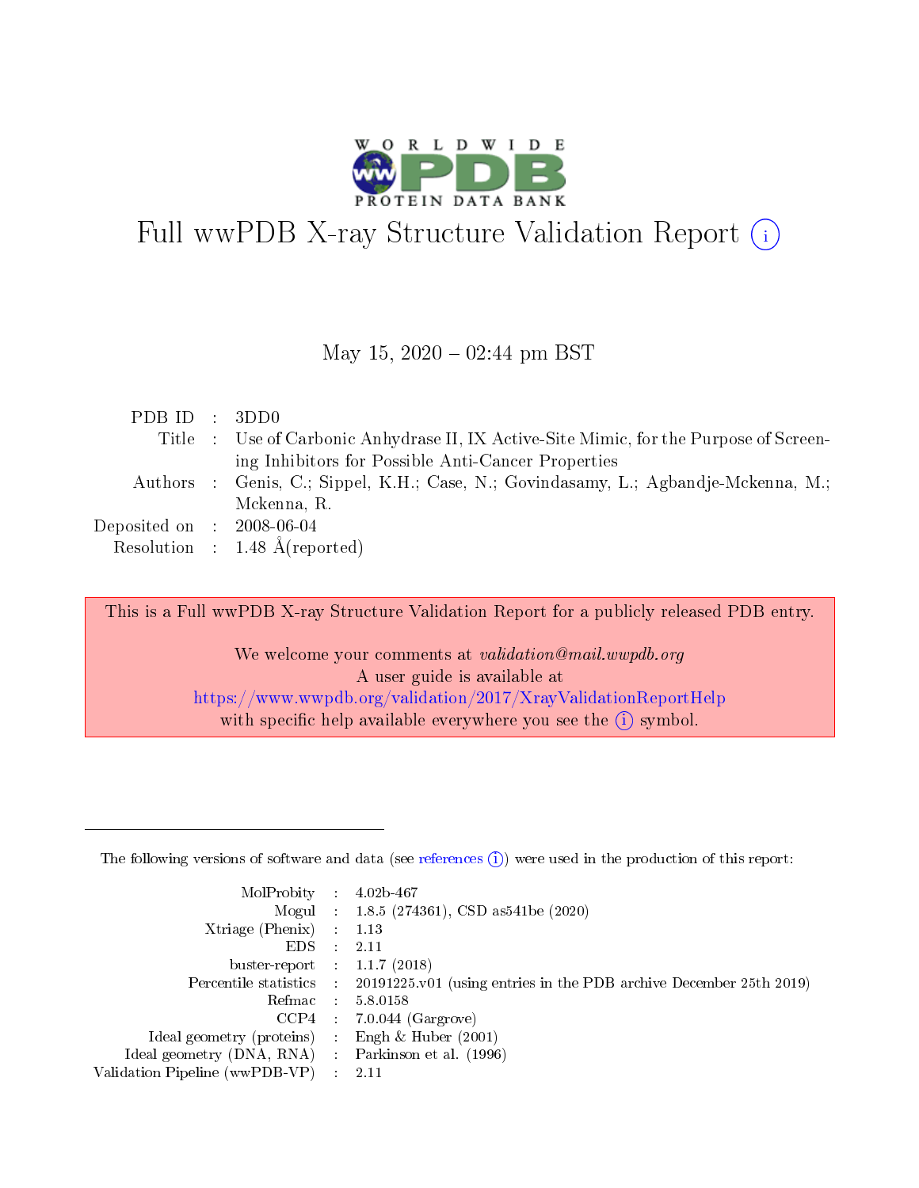# Full wwPDB X-ray Structure Validation Report (i)

May 15, 2020 – 02:44 pm BST

| | | |
|---|---|---|
| PDB ID | : | 3DD0 |
| Title | : | Use of Carbonic Anhydrase II, IX Active-Site Mimic, for the Purpose of Screening Inhibitors for Possible Anti-Cancer Properties |
| Authors | : | Genis, C.; Sippel, K.H.; Case, N.; Govindasamy, L.; Agbandje-Mckenna, M.; Mckenna, R. |
| Deposited on | : | 2008-06-04 |
| Resolution | : | 1.48 Å(reported) |

This is a Full wwPDB X-ray Structure Validation Report for a publicly released PDB entry.

We welcome your comments at *validation@mail.wwpdb.org*
A user guide is available at
https://www.wwpdb.org/validation/2017/XrayValidationReportHelp
with specific help available everywhere you see the (i) symbol.

---

The following versions of software and data (see references (i)) were used in the production of this report:

| | | |
|---|---|---|
| MolProbity | : | 4.02b-467 |
| Mogul | : | 1.8.5 (274361), CSD as541be (2020) |
| Xtriage (Phenix) | : | 1.13 |
| EDS | : | 2.11 |
| buster-report | : | 1.1.7 (2018) |
| Percentile statistics | : | 20191225.v01 (using entries in the PDB archive December 25th 2019) |
| Refmac | : | 5.8.0158 |
| CCP4 | : | 7.0.044 (Gargrove) |
| Ideal geometry (proteins) | : | Engh & Huber (2001) |
| Ideal geometry (DNA, RNA) | : | Parkinson et al. (1996) |
| Validation Pipeline (wwPDB-VP) | : | 2.11 |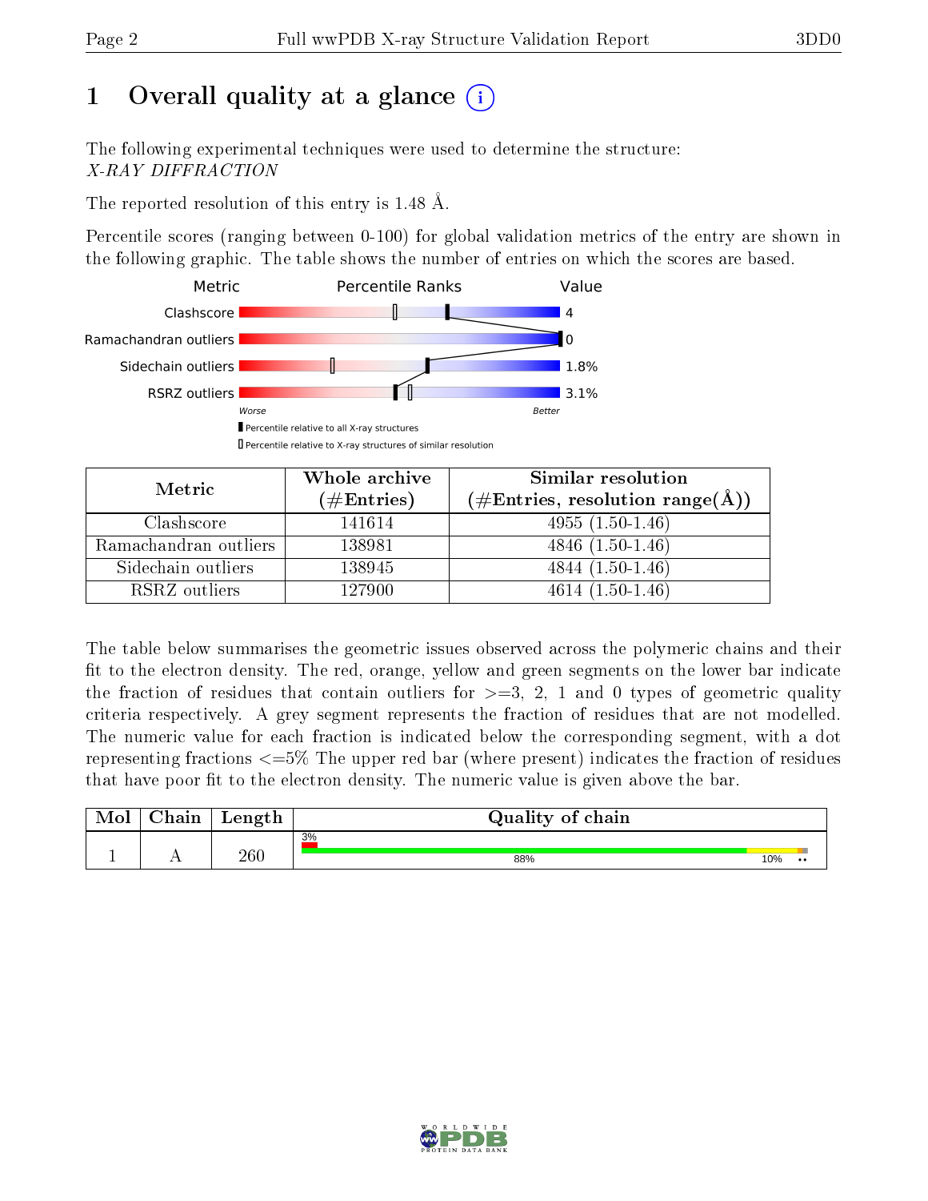# 1 Overall quality at a glance

The following experimental techniques were used to determine the structure:
*X-RAY DIFFRACTION*

The reported resolution of this entry is 1.48 Å.

Percentile scores (ranging between 0-100) for global validation metrics of the entry are shown in the following graphic. The table shows the number of entries on which the scores are based.

| Metric | Value |
|---|---|
| Clashscore | 4 |
| Ramachandran outliers | 0 |
| Sidechain outliers | 1.8% |
| RSRZ outliers | 3.1% |

Worse — Better

▮ Percentile relative to all X-ray structures

▯ Percentile relative to X-ray structures of similar resolution

| Metric | Whole archive (#Entries) | Similar resolution (#Entries, resolution range(Å)) |
|---|---|---|
| Clashscore | 141614 | 4955 (1.50-1.46) |
| Ramachandran outliers | 138981 | 4846 (1.50-1.46) |
| Sidechain outliers | 138945 | 4844 (1.50-1.46) |
| RSRZ outliers | 127900 | 4614 (1.50-1.46) |

The table below summarises the geometric issues observed across the polymeric chains and their fit to the electron density. The red, orange, yellow and green segments on the lower bar indicate the fraction of residues that contain outliers for >=3, 2, 1 and 0 types of geometric quality criteria respectively. A grey segment represents the fraction of residues that are not modelled. The numeric value for each fraction is indicated below the corresponding segment, with a dot representing fractions <=5% The upper red bar (where present) indicates the fraction of residues that have poor fit to the electron density. The numeric value is given above the bar.

| Mol | Chain | Length | Quality of chain |
|---|---|---|---|
| 1 | A | 260 | 3% / 88% / 10% / •• |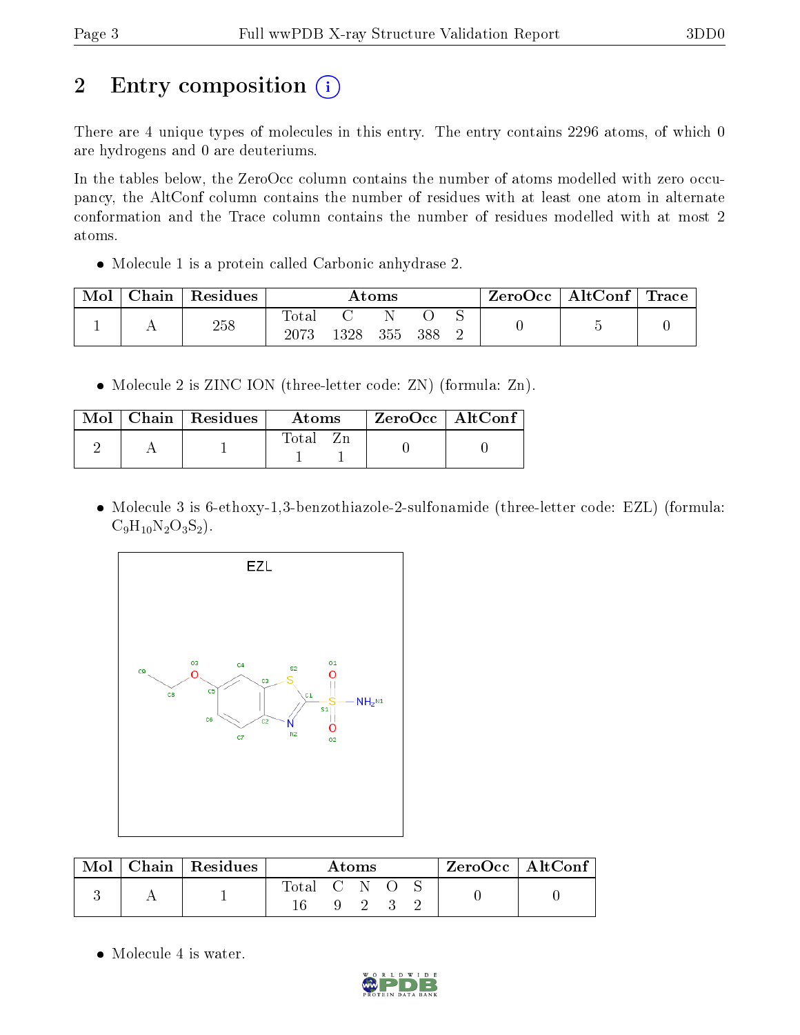# 2 Entry composition

There are 4 unique types of molecules in this entry. The entry contains 2296 atoms, of which 0 are hydrogens and 0 are deuteriums.

In the tables below, the ZeroOcc column contains the number of atoms modelled with zero occupancy, the AltConf column contains the number of residues with at least one atom in alternate conformation and the Trace column contains the number of residues modelled with at most 2 atoms.

- Molecule 1 is a protein called Carbonic anhydrase 2.

| Mol | Chain | Residues | Atoms | | | | | ZeroOcc | AltConf | Trace |
|---|---|---|---|---|---|---|---|---|---|---|
| 1 | A | 258 | Total 2073 | C 1328 | N 355 | O 388 | S 2 | 0 | 5 | 0 |

- Molecule 2 is ZINC ION (three-letter code: ZN) (formula: Zn).

| Mol | Chain | Residues | Atoms | | ZeroOcc | AltConf |
|---|---|---|---|---|---|---|
| 2 | A | 1 | Total 1 | Zn 1 | 0 | 0 |

- Molecule 3 is 6-ethoxy-1,3-benzothiazole-2-sulfonamide (three-letter code: EZL) (formula: $C_9H_{10}N_2O_3S_2$).

| Mol | Chain | Residues | Atoms | | | | | ZeroOcc | AltConf |
|---|---|---|---|---|---|---|---|---|---|
| 3 | A | 1 | Total 16 | C 9 | N 2 | O 3 | S 2 | 0 | 0 |

- Molecule 4 is water.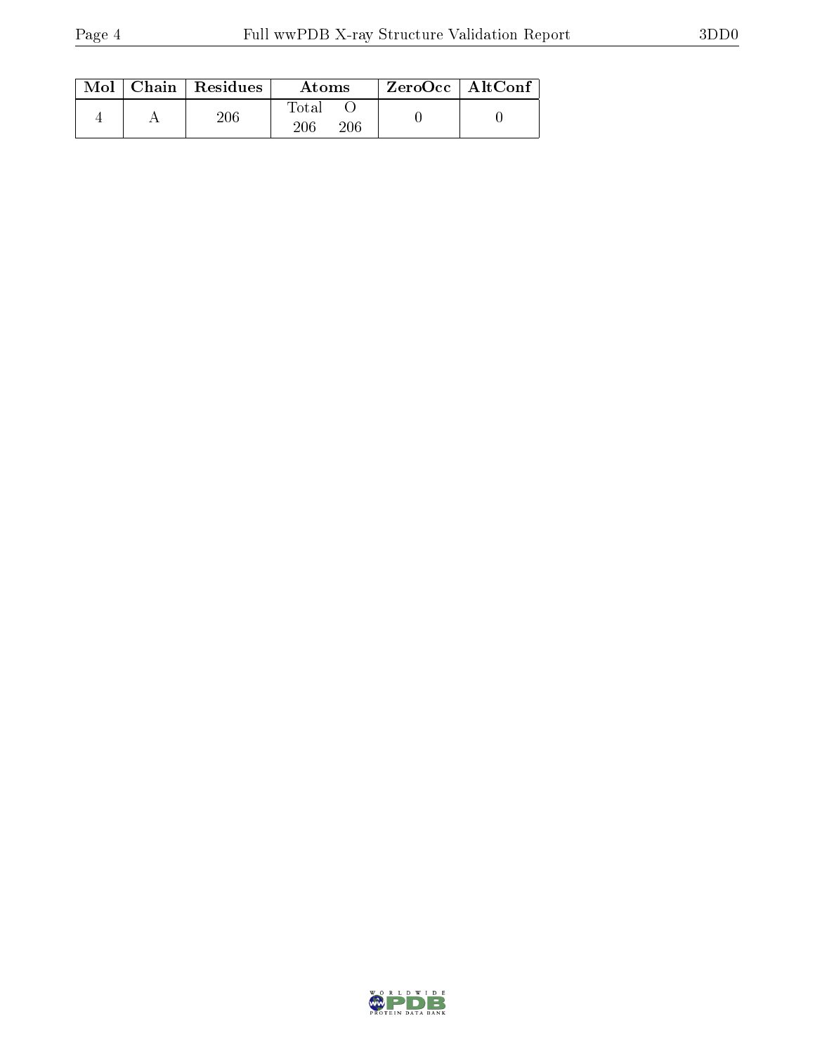| Mol | Chain | Residues | Atoms | | ZeroOcc | AltConf |
|---|---|---|---|---|---|---|
| | | | Total | O | | |
| 4 | A | 206 | 206 | 206 | 0 | 0 |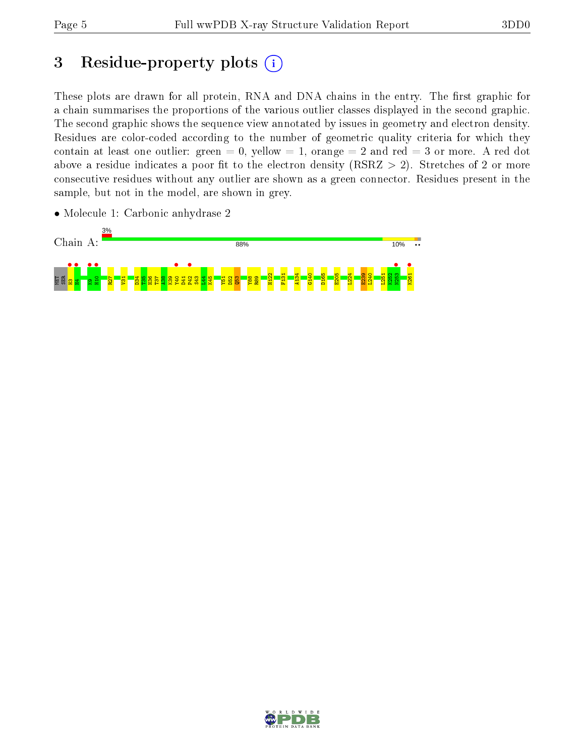# 3 Residue-property plots

These plots are drawn for all protein, RNA and DNA chains in the entry. The first graphic for a chain summarises the proportions of the various outlier classes displayed in the second graphic. The second graphic shows the sequence view annotated by issues in geometry and electron density. Residues are color-coded according to the number of geometric quality criteria for which they contain at least one outlier: green = 0, yellow = 1, orange = 2 and red = 3 or more. A red dot above a residue indicates a poor fit to the electron density (RSRZ > 2). Stretches of 2 or more consecutive residues without any outlier are shown as a green connector. Residues present in the sample, but not in the model, are shown in grey.

- Molecule 1: Carbonic anhydrase 2

Chain A: 3% | 88% | 10% | ••

MET SER H3 H4 K9 H10 R27 V31 D34 T35 H36 T37 A38 K39 Y40 D41 P42 S43 L44 K45 Y51 D52 Q53 Y88 R89 H122 F131 A134 G140 D165 E205 L224 E239 L240 L251 K252 N253 K261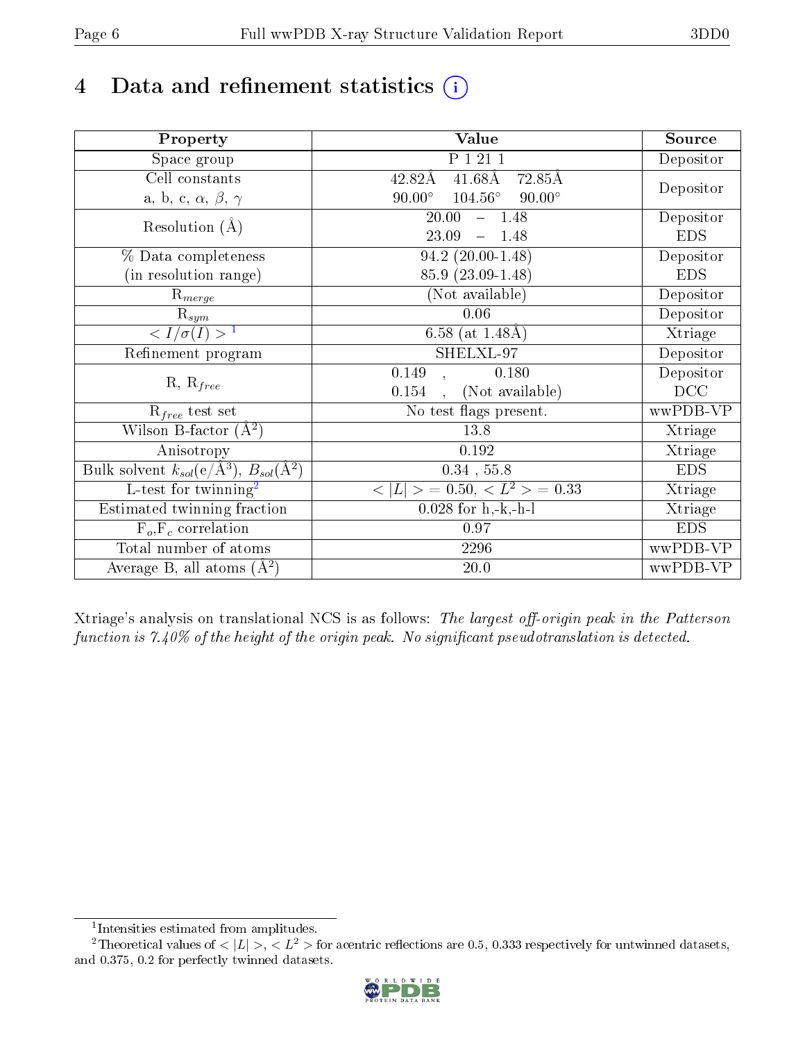# 4 Data and refinement statistics (i)

| Property | Value | Source |
|---|---|---|
| Space group | P 1 21 1 | Depositor |
| Cell constants<br>a, b, c, $\alpha$, $\beta$, $\gamma$ | 42.82Å 41.68Å 72.85Å<br>90.00° 104.56° 90.00° | Depositor |
| Resolution (Å) | 20.00 – 1.48<br>23.09 – 1.48 | Depositor<br>EDS |
| % Data completeness<br>(in resolution range) | 94.2 (20.00-1.48)<br>85.9 (23.09-1.48) | Depositor<br>EDS |
| $R_{merge}$ | (Not available) | Depositor |
| $R_{sym}$ | 0.06 | Depositor |
| $< I/\sigma(I) >$ [1] | 6.58 (at 1.48Å) | Xtriage |
| Refinement program | SHELXL-97 | Depositor |
| R, $R_{free}$ | 0.149 , 0.180<br>0.154 , (Not available) | Depositor<br>DCC |
| $R_{free}$ test set | No test flags present. | wwPDB-VP |
| Wilson B-factor (Å$^2$) | 13.8 | Xtriage |
| Anisotropy | 0.192 | Xtriage |
| Bulk solvent $k_{sol}$(e/Å$^3$), $B_{sol}$(Å$^2$) | 0.34 , 55.8 | EDS |
| L-test for twinning[2] | $< \vert L \vert >$ = 0.50, $< L^2 >$ = 0.33 | Xtriage |
| Estimated twinning fraction | 0.028 for h,-k,-h-l | Xtriage |
| $F_o$,$F_c$ correlation | 0.97 | EDS |
| Total number of atoms | 2296 | wwPDB-VP |
| Average B, all atoms (Å$^2$) | 20.0 | wwPDB-VP |

Xtriage's analysis on translational NCS is as follows: *The largest off-origin peak in the Patterson function is 7.40% of the height of the origin peak. No significant pseudotranslation is detected.*

[1] Intensities estimated from amplitudes.

[2] Theoretical values of $< |L| >$, $< L^2 >$ for acentric reflections are 0.5, 0.333 respectively for untwinned datasets, and 0.375, 0.2 for perfectly twinned datasets.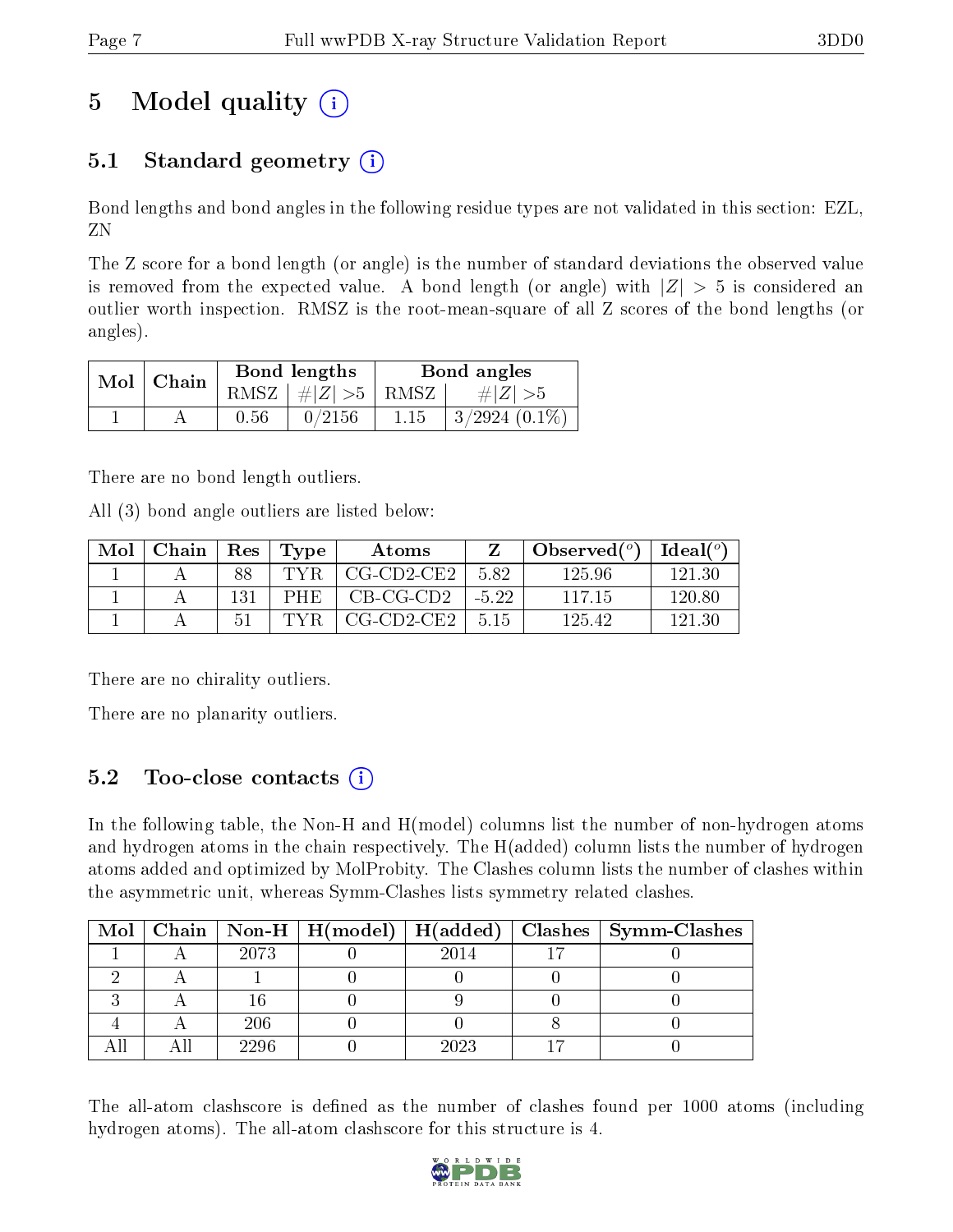# 5 Model quality (i)

## 5.1 Standard geometry (i)

Bond lengths and bond angles in the following residue types are not validated in this section: EZL, ZN

The Z score for a bond length (or angle) is the number of standard deviations the observed value is removed from the expected value. A bond length (or angle) with $|Z| > 5$ is considered an outlier worth inspection. RMSZ is the root-mean-square of all Z scores of the bond lengths (or angles).

| Mol | Chain | Bond lengths | | Bond angles | |
|---|---|---|---|---|---|
| | | RMSZ | $\#\|Z\| > 5$ | RMSZ | $\#\|Z\| > 5$ |
| 1 | A | 0.56 | 0/2156 | 1.15 | 3/2924 (0.1%) |

There are no bond length outliers.

All (3) bond angle outliers are listed below:

| Mol | Chain | Res | Type | Atoms | Z | Observed($^o$) | Ideal($^o$) |
|---|---|---|---|---|---|---|---|
| 1 | A | 88 | TYR | CG-CD2-CE2 | 5.82 | 125.96 | 121.30 |
| 1 | A | 131 | PHE | CB-CG-CD2 | -5.22 | 117.15 | 120.80 |
| 1 | A | 51 | TYR | CG-CD2-CE2 | 5.15 | 125.42 | 121.30 |

There are no chirality outliers.

There are no planarity outliers.

## 5.2 Too-close contacts (i)

In the following table, the Non-H and H(model) columns list the number of non-hydrogen atoms and hydrogen atoms in the chain respectively. The H(added) column lists the number of hydrogen atoms added and optimized by MolProbity. The Clashes column lists the number of clashes within the asymmetric unit, whereas Symm-Clashes lists symmetry related clashes.

| Mol | Chain | Non-H | H(model) | H(added) | Clashes | Symm-Clashes |
|---|---|---|---|---|---|---|
| 1 | A | 2073 | 0 | 2014 | 17 | 0 |
| 2 | A | 1 | 0 | 0 | 0 | 0 |
| 3 | A | 16 | 0 | 9 | 0 | 0 |
| 4 | A | 206 | 0 | 0 | 8 | 0 |
| All | All | 2296 | 0 | 2023 | 17 | 0 |

The all-atom clashscore is defined as the number of clashes found per 1000 atoms (including hydrogen atoms). The all-atom clashscore for this structure is 4.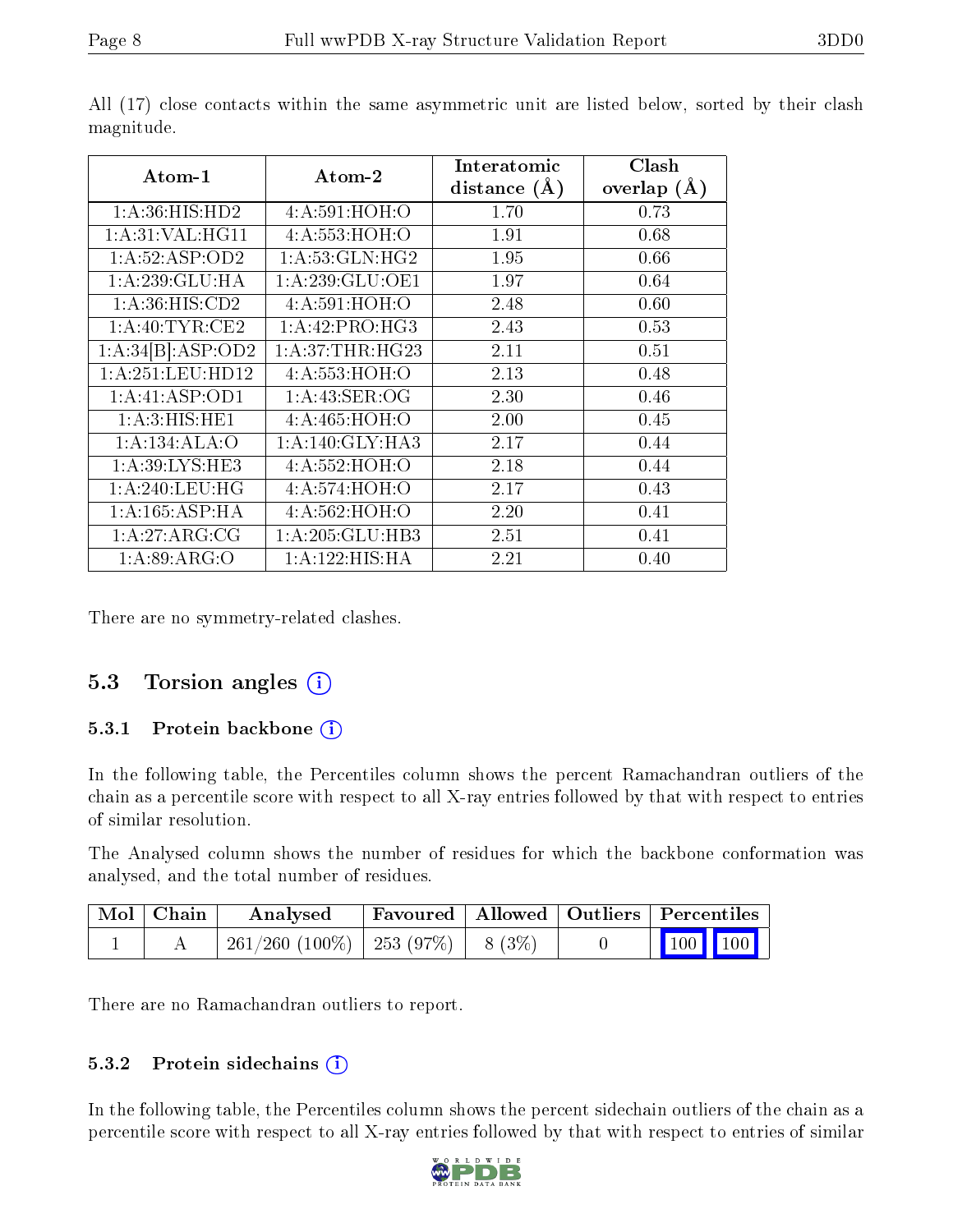All (17) close contacts within the same asymmetric unit are listed below, sorted by their clash magnitude.

| Atom-1 | Atom-2 | Interatomic distance (Å) | Clash overlap (Å) |
|---|---|---|---|
| 1:A:36:HIS:HD2 | 4:A:591:HOH:O | 1.70 | 0.73 |
| 1:A:31:VAL:HG11 | 4:A:553:HOH:O | 1.91 | 0.68 |
| 1:A:52:ASP:OD2 | 1:A:53:GLN:HG2 | 1.95 | 0.66 |
| 1:A:239:GLU:HA | 1:A:239:GLU:OE1 | 1.97 | 0.64 |
| 1:A:36:HIS:CD2 | 4:A:591:HOH:O | 2.48 | 0.60 |
| 1:A:40:TYR:CE2 | 1:A:42:PRO:HG3 | 2.43 | 0.53 |
| 1:A:34[B]:ASP:OD2 | 1:A:37:THR:HG23 | 2.11 | 0.51 |
| 1:A:251:LEU:HD12 | 4:A:553:HOH:O | 2.13 | 0.48 |
| 1:A:41:ASP:OD1 | 1:A:43:SER:OG | 2.30 | 0.46 |
| 1:A:3:HIS:HE1 | 4:A:465:HOH:O | 2.00 | 0.45 |
| 1:A:134:ALA:O | 1:A:140:GLY:HA3 | 2.17 | 0.44 |
| 1:A:39:LYS:HE3 | 4:A:552:HOH:O | 2.18 | 0.44 |
| 1:A:240:LEU:HG | 4:A:574:HOH:O | 2.17 | 0.43 |
| 1:A:165:ASP:HA | 4:A:562:HOH:O | 2.20 | 0.41 |
| 1:A:27:ARG:CG | 1:A:205:GLU:HB3 | 2.51 | 0.41 |
| 1:A:89:ARG:O | 1:A:122:HIS:HA | 2.21 | 0.40 |

There are no symmetry-related clashes.

## 5.3 Torsion angles

### 5.3.1 Protein backbone

In the following table, the Percentiles column shows the percent Ramachandran outliers of the chain as a percentile score with respect to all X-ray entries followed by that with respect to entries of similar resolution.

The Analysed column shows the number of residues for which the backbone conformation was analysed, and the total number of residues.

| Mol | Chain | Analysed | Favoured | Allowed | Outliers | Percentiles |
|---|---|---|---|---|---|---|
| 1 | A | 261/260 (100%) | 253 (97%) | 8 (3%) | 0 | 100 100 |

There are no Ramachandran outliers to report.

### 5.3.2 Protein sidechains

In the following table, the Percentiles column shows the percent sidechain outliers of the chain as a percentile score with respect to all X-ray entries followed by that with respect to entries of similar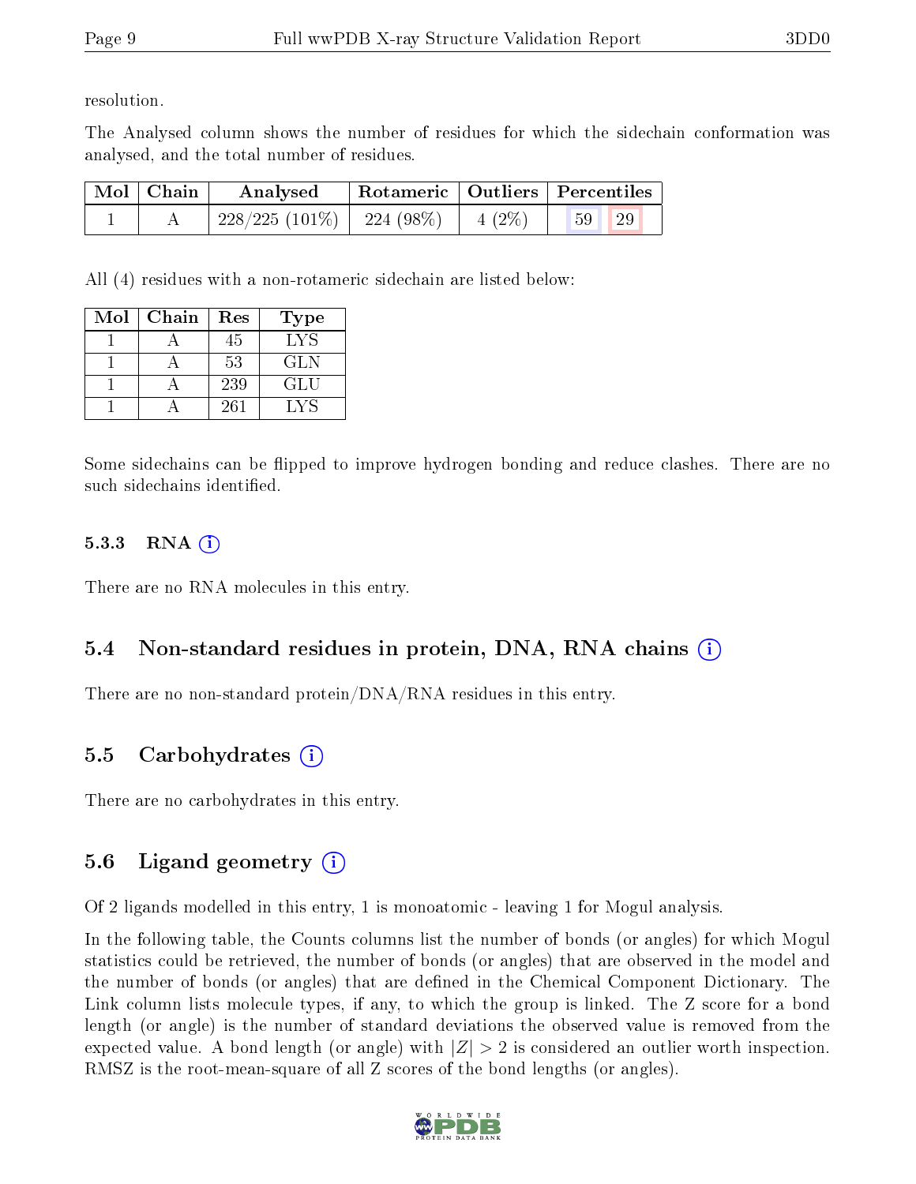resolution.

The Analysed column shows the number of residues for which the sidechain conformation was analysed, and the total number of residues.

| Mol | Chain | Analysed | Rotameric | Outliers | Percentiles | |
|---|---|---|---|---|---|---|
| 1 | A | 228/225 (101%) | 224 (98%) | 4 (2%) | 59 | 29 |

All (4) residues with a non-rotameric sidechain are listed below:

| Mol | Chain | Res | Type |
|---|---|---|---|
| 1 | A | 45 | LYS |
| 1 | A | 53 | GLN |
| 1 | A | 239 | GLU |
| 1 | A | 261 | LYS |

Some sidechains can be flipped to improve hydrogen bonding and reduce clashes. There are no such sidechains identified.

### 5.3.3 RNA ⓘ

There are no RNA molecules in this entry.

## 5.4 Non-standard residues in protein, DNA, RNA chains ⓘ

There are no non-standard protein/DNA/RNA residues in this entry.

## 5.5 Carbohydrates ⓘ

There are no carbohydrates in this entry.

## 5.6 Ligand geometry ⓘ

Of 2 ligands modelled in this entry, 1 is monoatomic - leaving 1 for Mogul analysis.

In the following table, the Counts columns list the number of bonds (or angles) for which Mogul statistics could be retrieved, the number of bonds (or angles) that are observed in the model and the number of bonds (or angles) that are defined in the Chemical Component Dictionary. The Link column lists molecule types, if any, to which the group is linked. The Z score for a bond length (or angle) is the number of standard deviations the observed value is removed from the expected value. A bond length (or angle) with $|Z| > 2$ is considered an outlier worth inspection. RMSZ is the root-mean-square of all Z scores of the bond lengths (or angles).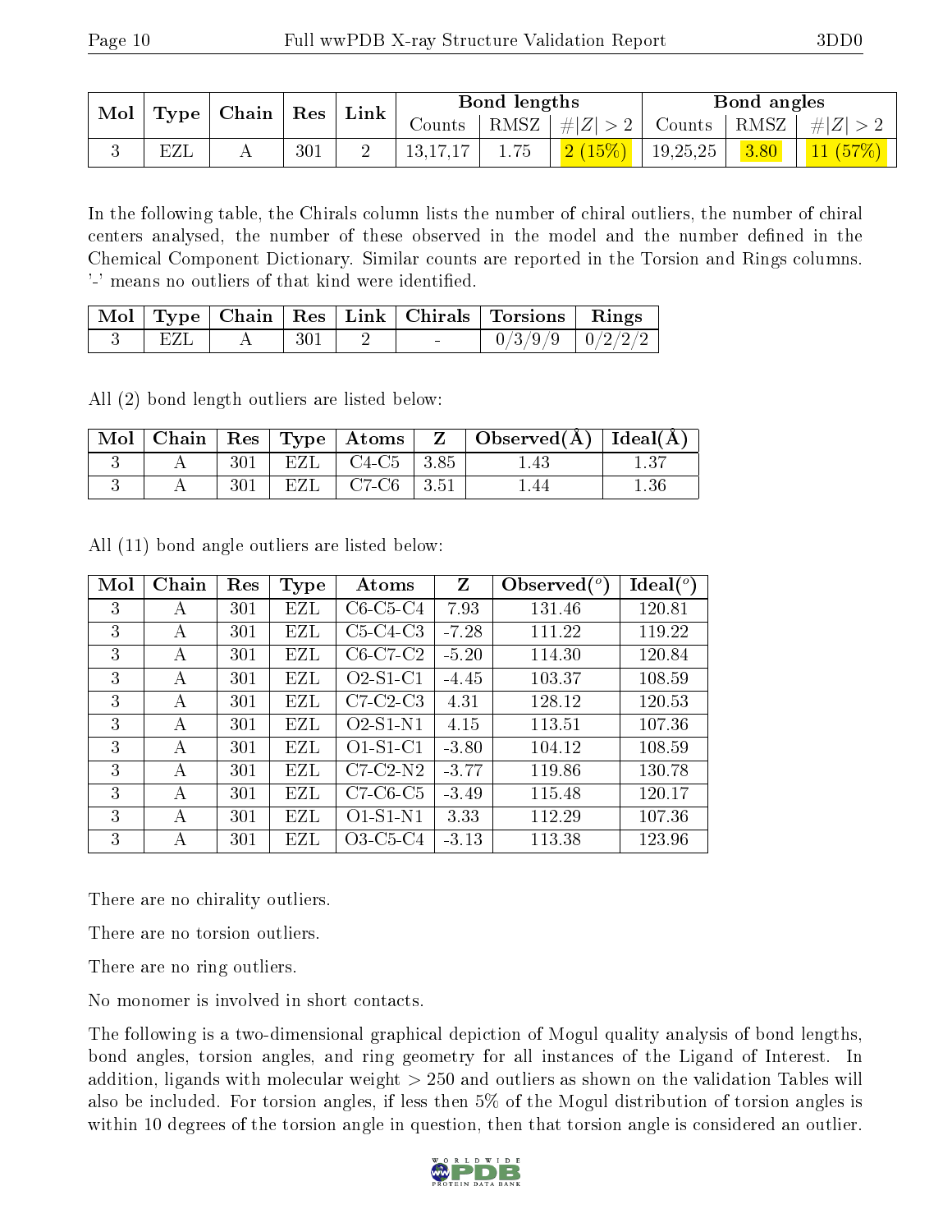| Mol | Type | Chain | Res | Link | Bond lengths | | | Bond angles | | |
|---|---|---|---|---|---|---|---|---|---|---|
| | | | | | Counts | RMSZ | #\|Z\| > 2 | Counts | RMSZ | #\|Z\| > 2 |
| 3 | EZL | A | 301 | 2 | 13,17,17 | 1.75 | 2 (15%) | 19,25,25 | 3.80 | 11 (57%) |

In the following table, the Chirals column lists the number of chiral outliers, the number of chiral centers analysed, the number of these observed in the model and the number defined in the Chemical Component Dictionary. Similar counts are reported in the Torsion and Rings columns. '-' means no outliers of that kind were identified.

| Mol | Type | Chain | Res | Link | Chirals | Torsions | Rings |
|---|---|---|---|---|---|---|---|
| 3 | EZL | A | 301 | 2 | - | 0/3/9/9 | 0/2/2/2 |

All (2) bond length outliers are listed below:

| Mol | Chain | Res | Type | Atoms | Z | Observed(Å) | Ideal(Å) |
|---|---|---|---|---|---|---|---|
| 3 | A | 301 | EZL | C4-C5 | 3.85 | 1.43 | 1.37 |
| 3 | A | 301 | EZL | C7-C6 | 3.51 | 1.44 | 1.36 |

All (11) bond angle outliers are listed below:

| Mol | Chain | Res | Type | Atoms | Z | Observed(°) | Ideal(°) |
|---|---|---|---|---|---|---|---|
| 3 | A | 301 | EZL | C6-C5-C4 | 7.93 | 131.46 | 120.81 |
| 3 | A | 301 | EZL | C5-C4-C3 | -7.28 | 111.22 | 119.22 |
| 3 | A | 301 | EZL | C6-C7-C2 | -5.20 | 114.30 | 120.84 |
| 3 | A | 301 | EZL | O2-S1-C1 | -4.45 | 103.37 | 108.59 |
| 3 | A | 301 | EZL | C7-C2-C3 | 4.31 | 128.12 | 120.53 |
| 3 | A | 301 | EZL | O2-S1-N1 | 4.15 | 113.51 | 107.36 |
| 3 | A | 301 | EZL | O1-S1-C1 | -3.80 | 104.12 | 108.59 |
| 3 | A | 301 | EZL | C7-C2-N2 | -3.77 | 119.86 | 130.78 |
| 3 | A | 301 | EZL | C7-C6-C5 | -3.49 | 115.48 | 120.17 |
| 3 | A | 301 | EZL | O1-S1-N1 | 3.33 | 112.29 | 107.36 |
| 3 | A | 301 | EZL | O3-C5-C4 | -3.13 | 113.38 | 123.96 |

There are no chirality outliers.

There are no torsion outliers.

There are no ring outliers.

No monomer is involved in short contacts.

The following is a two-dimensional graphical depiction of Mogul quality analysis of bond lengths, bond angles, torsion angles, and ring geometry for all instances of the Ligand of Interest. In addition, ligands with molecular weight > 250 and outliers as shown on the validation Tables will also be included. For torsion angles, if less then 5% of the Mogul distribution of torsion angles is within 10 degrees of the torsion angle in question, then that torsion angle is considered an outlier.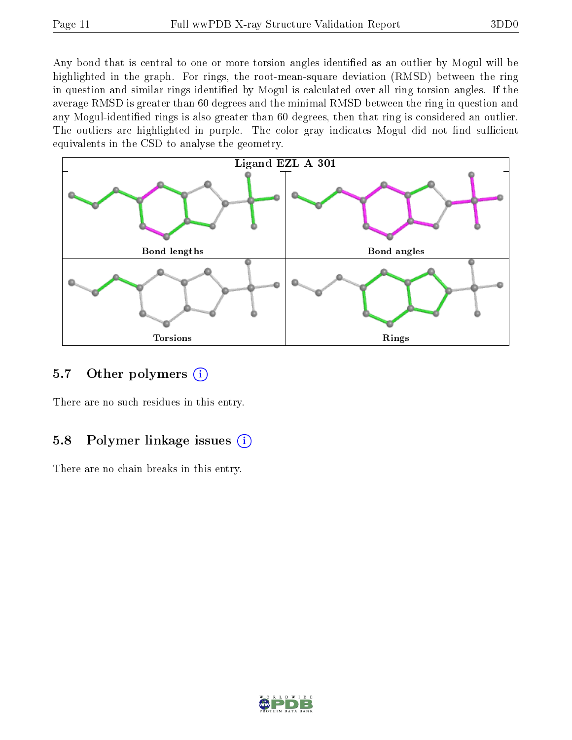Any bond that is central to one or more torsion angles identified as an outlier by Mogul will be highlighted in the graph. For rings, the root-mean-square deviation (RMSD) between the ring in question and similar rings identified by Mogul is calculated over all ring torsion angles. If the average RMSD is greater than 60 degrees and the minimal RMSD between the ring in question and any Mogul-identified rings is also greater than 60 degrees, then that ring is considered an outlier. The outliers are highlighted in purple. The color gray indicates Mogul did not find sufficient equivalents in the CSD to analyse the geometry.

Ligand EZL A 301

Bond lengths

Bond angles

Torsions

Rings

## 5.7 Other polymers

There are no such residues in this entry.

## 5.8 Polymer linkage issues

There are no chain breaks in this entry.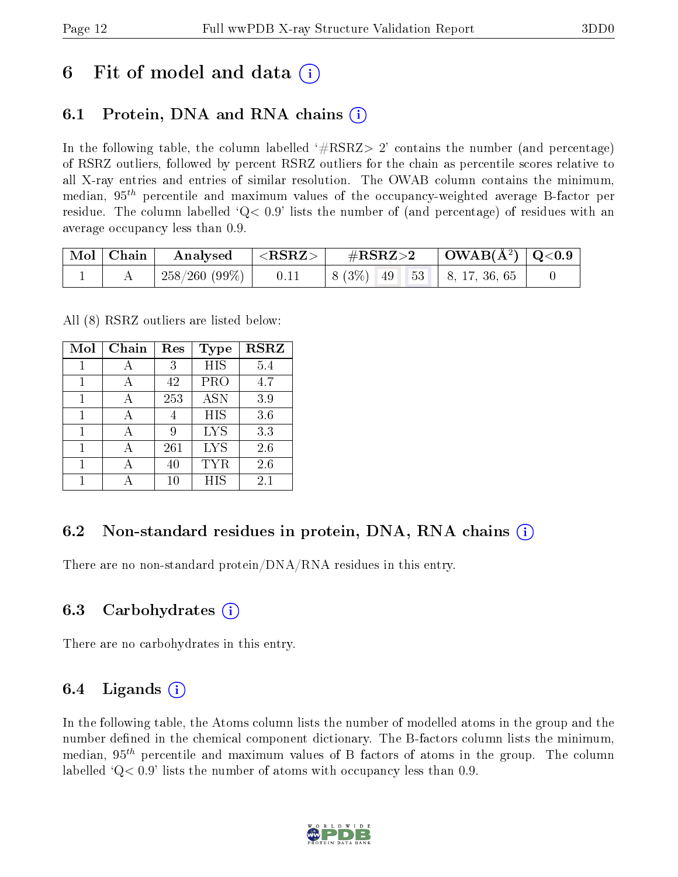# 6 Fit of model and data (i)

## 6.1 Protein, DNA and RNA chains (i)

In the following table, the column labelled '#RSRZ> 2' contains the number (and percentage) of RSRZ outliers, followed by percent RSRZ outliers for the chain as percentile scores relative to all X-ray entries and entries of similar resolution. The OWAB column contains the minimum, median, $95^{th}$ percentile and maximum values of the occupancy-weighted average B-factor per residue. The column labelled 'Q< 0.9' lists the number of (and percentage) of residues with an average occupancy less than 0.9.

| Mol | Chain | Analysed | <RSRZ> | #RSRZ>2 | | | OWAB(Å$^2$) | Q<0.9 |
|---|---|---|---|---|---|---|---|---|
| 1 | A | 258/260 (99%) | 0.11 | 8 (3%) | 49 | 53 | 8, 17, 36, 65 | 0 |

All (8) RSRZ outliers are listed below:

| Mol | Chain | Res | Type | RSRZ |
|---|---|---|---|---|
| 1 | A | 3 | HIS | 5.4 |
| 1 | A | 42 | PRO | 4.7 |
| 1 | A | 253 | ASN | 3.9 |
| 1 | A | 4 | HIS | 3.6 |
| 1 | A | 9 | LYS | 3.3 |
| 1 | A | 261 | LYS | 2.6 |
| 1 | A | 40 | TYR | 2.6 |
| 1 | A | 10 | HIS | 2.1 |

## 6.2 Non-standard residues in protein, DNA, RNA chains (i)

There are no non-standard protein/DNA/RNA residues in this entry.

## 6.3 Carbohydrates (i)

There are no carbohydrates in this entry.

## 6.4 Ligands (i)

In the following table, the Atoms column lists the number of modelled atoms in the group and the number defined in the chemical component dictionary. The B-factors column lists the minimum, median, $95^{th}$ percentile and maximum values of B factors of atoms in the group. The column labelled 'Q< 0.9' lists the number of atoms with occupancy less than 0.9.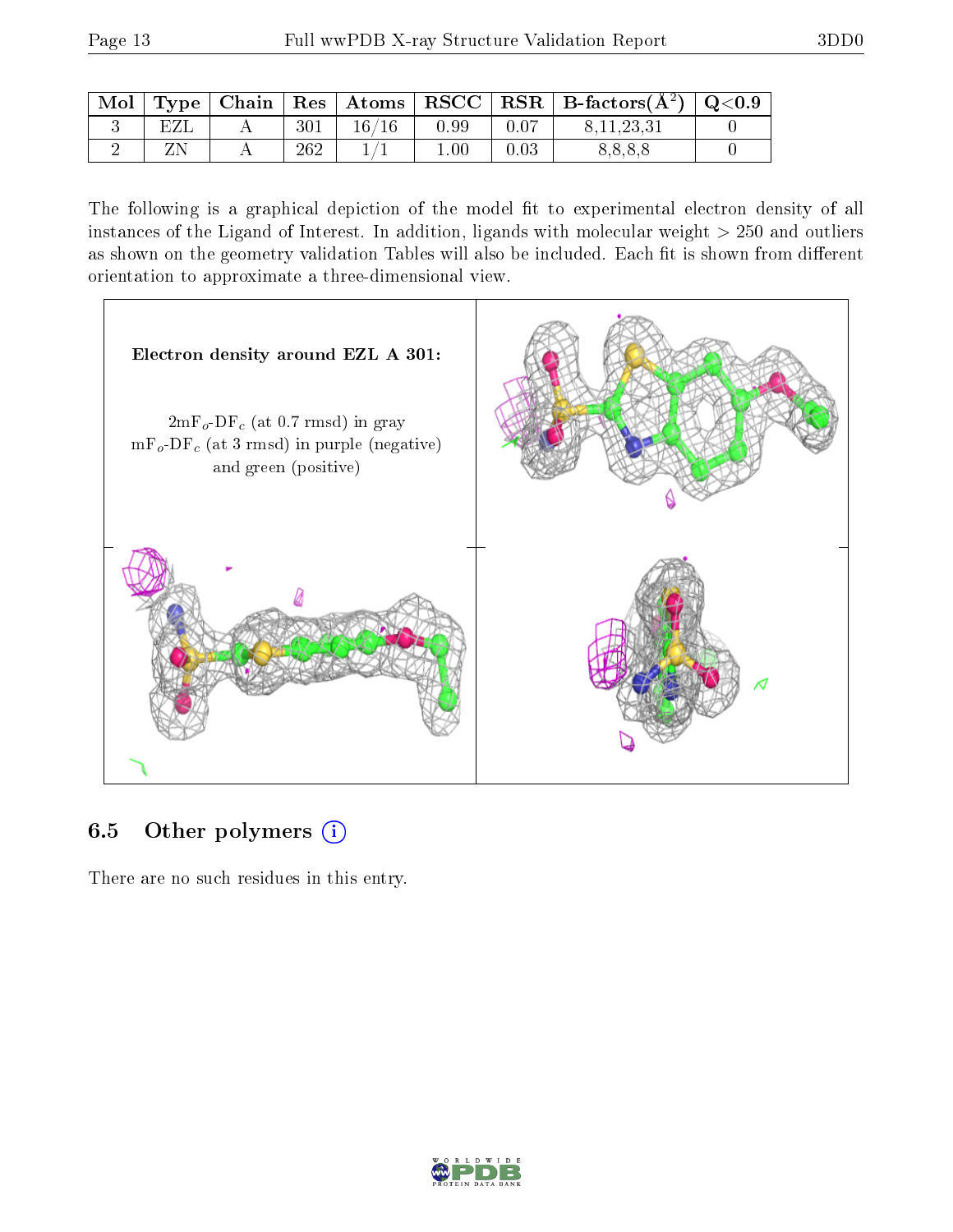| Mol | Type | Chain | Res | Atoms | RSCC | RSR | B-factors($\AA^2$) | Q<0.9 |
|---|---|---|---|---|---|---|---|---|
| 3 | EZL | A | 301 | 16/16 | 0.99 | 0.07 | 8,11,23,31 | 0 |
| 2 | ZN | A | 262 | 1/1 | 1.00 | 0.03 | 8,8,8,8 | 0 |

The following is a graphical depiction of the model fit to experimental electron density of all instances of the Ligand of Interest. In addition, ligands with molecular weight > 250 and outliers as shown on the geometry validation Tables will also be included. Each fit is shown from different orientation to approximate a three-dimensional view.

**Electron density around EZL A 301:**

$2mF_o$-$DF_c$ (at 0.7 rmsd) in gray
$mF_o$-$DF_c$ (at 3 rmsd) in purple (negative) and green (positive)

## 6.5 Other polymers

There are no such residues in this entry.